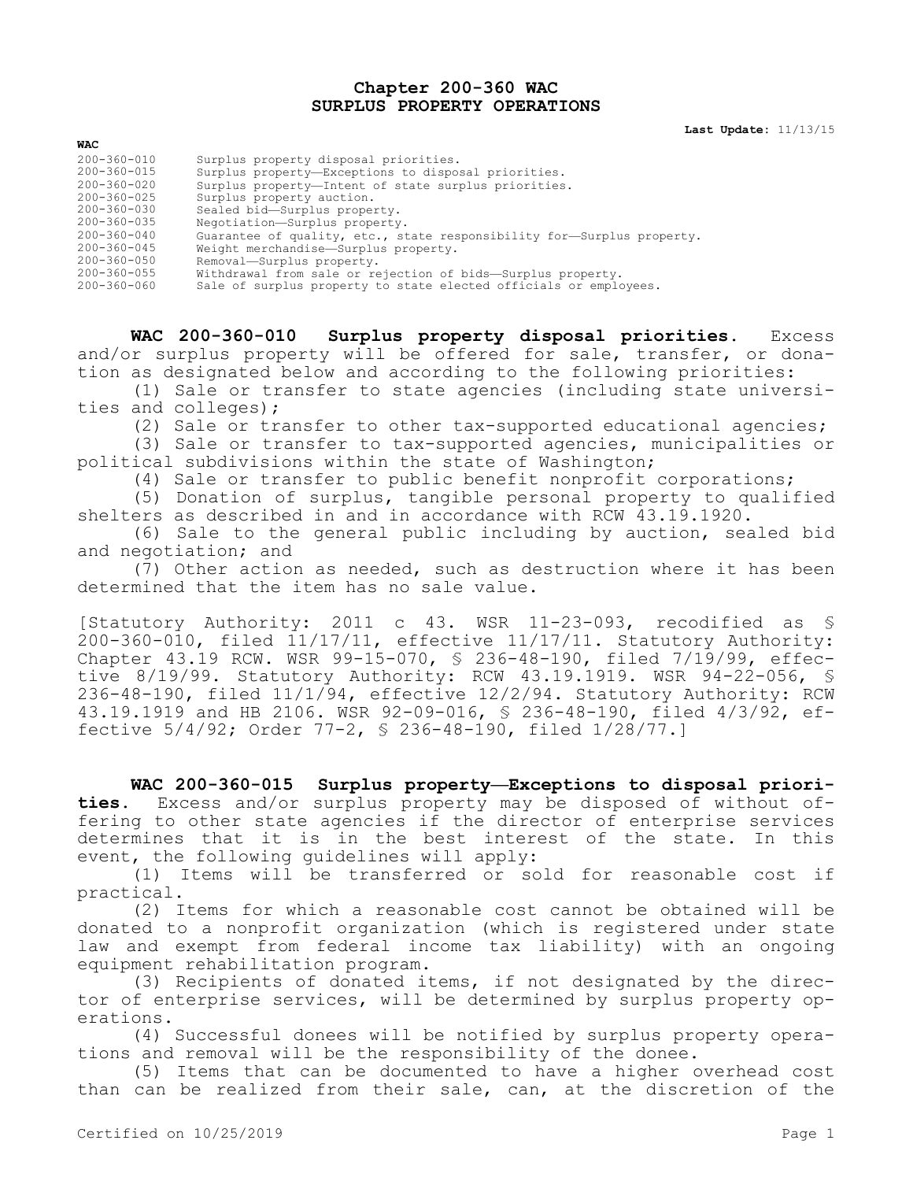# Chapter 200-360 WAC
# SURPLUS PROPERTY OPERATIONS

**Last Update:** 11/13/15

**WAC**

| | |
|---|---|
| 200-360-010 | Surplus property disposal priorities. |
| 200-360-015 | Surplus property—Exceptions to disposal priorities. |
| 200-360-020 | Surplus property—Intent of state surplus priorities. |
| 200-360-025 | Surplus property auction. |
| 200-360-030 | Sealed bid—Surplus property. |
| 200-360-035 | Negotiation—Surplus property. |
| 200-360-040 | Guarantee of quality, etc., state responsibility for—Surplus property. |
| 200-360-045 | Weight merchandise—Surplus property. |
| 200-360-050 | Removal—Surplus property. |
| 200-360-055 | Withdrawal from sale or rejection of bids—Surplus property. |
| 200-360-060 | Sale of surplus property to state elected officials or employees. |

**WAC 200-360-010 Surplus property disposal priorities.** Excess and/or surplus property will be offered for sale, transfer, or donation as designated below and according to the following priorities:

(1) Sale or transfer to state agencies (including state universities and colleges);

(2) Sale or transfer to other tax-supported educational agencies;

(3) Sale or transfer to tax-supported agencies, municipalities or political subdivisions within the state of Washington;

(4) Sale or transfer to public benefit nonprofit corporations;

(5) Donation of surplus, tangible personal property to qualified shelters as described in and in accordance with RCW 43.19.1920.

(6) Sale to the general public including by auction, sealed bid and negotiation; and

(7) Other action as needed, such as destruction where it has been determined that the item has no sale value.

[Statutory Authority: 2011 c 43. WSR 11-23-093, recodified as § 200-360-010, filed 11/17/11, effective 11/17/11. Statutory Authority: Chapter 43.19 RCW. WSR 99-15-070, § 236-48-190, filed 7/19/99, effective 8/19/99. Statutory Authority: RCW 43.19.1919. WSR 94-22-056, § 236-48-190, filed 11/1/94, effective 12/2/94. Statutory Authority: RCW 43.19.1919 and HB 2106. WSR 92-09-016, § 236-48-190, filed 4/3/92, effective 5/4/92; Order 77-2, § 236-48-190, filed 1/28/77.]

**WAC 200-360-015 Surplus property—Exceptions to disposal priorities.** Excess and/or surplus property may be disposed of without offering to other state agencies if the director of enterprise services determines that it is in the best interest of the state. In this event, the following guidelines will apply:

(1) Items will be transferred or sold for reasonable cost if practical.

(2) Items for which a reasonable cost cannot be obtained will be donated to a nonprofit organization (which is registered under state law and exempt from federal income tax liability) with an ongoing equipment rehabilitation program.

(3) Recipients of donated items, if not designated by the director of enterprise services, will be determined by surplus property operations.

(4) Successful donees will be notified by surplus property operations and removal will be the responsibility of the donee.

(5) Items that can be documented to have a higher overhead cost than can be realized from their sale, can, at the discretion of the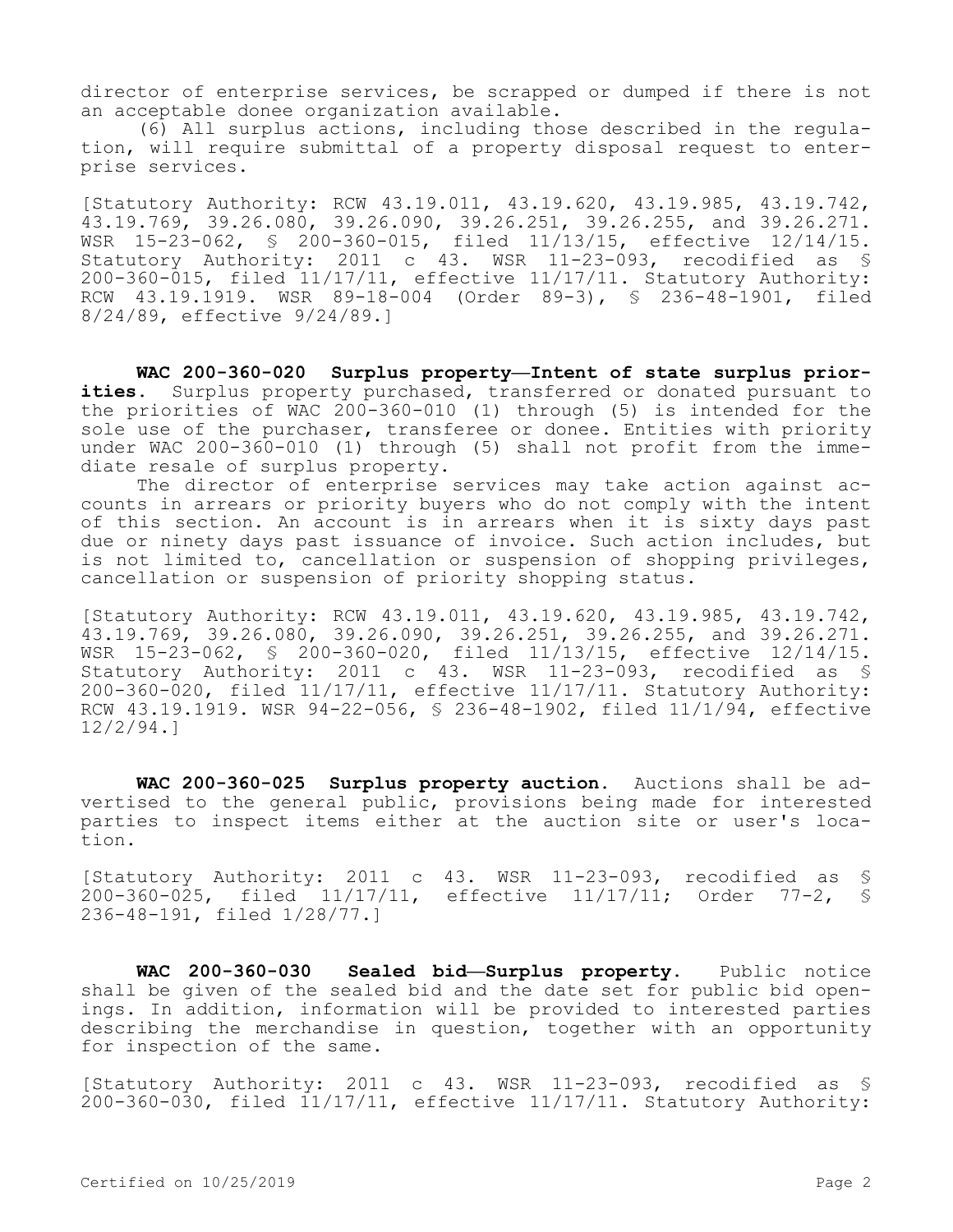director of enterprise services, be scrapped or dumped if there is not an acceptable donee organization available.

(6) All surplus actions, including those described in the regulation, will require submittal of a property disposal request to enterprise services.

[Statutory Authority: RCW 43.19.011, 43.19.620, 43.19.985, 43.19.742, 43.19.769, 39.26.080, 39.26.090, 39.26.251, 39.26.255, and 39.26.271. WSR 15-23-062, § 200-360-015, filed 11/13/15, effective 12/14/15. Statutory Authority: 2011 c 43. WSR 11-23-093, recodified as § 200-360-015, filed 11/17/11, effective 11/17/11. Statutory Authority: RCW 43.19.1919. WSR 89-18-004 (Order 89-3), § 236-48-1901, filed 8/24/89, effective 9/24/89.]

**WAC 200-360-020 Surplus property—Intent of state surplus priorities.** Surplus property purchased, transferred or donated pursuant to the priorities of WAC 200-360-010 (1) through (5) is intended for the sole use of the purchaser, transferee or donee. Entities with priority under WAC 200-360-010 (1) through (5) shall not profit from the immediate resale of surplus property.

The director of enterprise services may take action against accounts in arrears or priority buyers who do not comply with the intent of this section. An account is in arrears when it is sixty days past due or ninety days past issuance of invoice. Such action includes, but is not limited to, cancellation or suspension of shopping privileges, cancellation or suspension of priority shopping status.

[Statutory Authority: RCW 43.19.011, 43.19.620, 43.19.985, 43.19.742, 43.19.769, 39.26.080, 39.26.090, 39.26.251, 39.26.255, and 39.26.271. WSR 15-23-062, § 200-360-020, filed 11/13/15, effective 12/14/15. Statutory Authority: 2011 c 43. WSR 11-23-093, recodified as § 200-360-020, filed 11/17/11, effective 11/17/11. Statutory Authority: RCW 43.19.1919. WSR 94-22-056, § 236-48-1902, filed 11/1/94, effective 12/2/94.]

**WAC 200-360-025 Surplus property auction.** Auctions shall be advertised to the general public, provisions being made for interested parties to inspect items either at the auction site or user's location.

[Statutory Authority: 2011 c 43. WSR 11-23-093, recodified as § 200-360-025, filed 11/17/11, effective 11/17/11; Order 77-2, § 236-48-191, filed 1/28/77.]

**WAC 200-360-030 Sealed bid—Surplus property.** Public notice shall be given of the sealed bid and the date set for public bid openings. In addition, information will be provided to interested parties describing the merchandise in question, together with an opportunity for inspection of the same.

[Statutory Authority: 2011 c 43. WSR 11-23-093, recodified as § 200-360-030, filed 11/17/11, effective 11/17/11. Statutory Authority: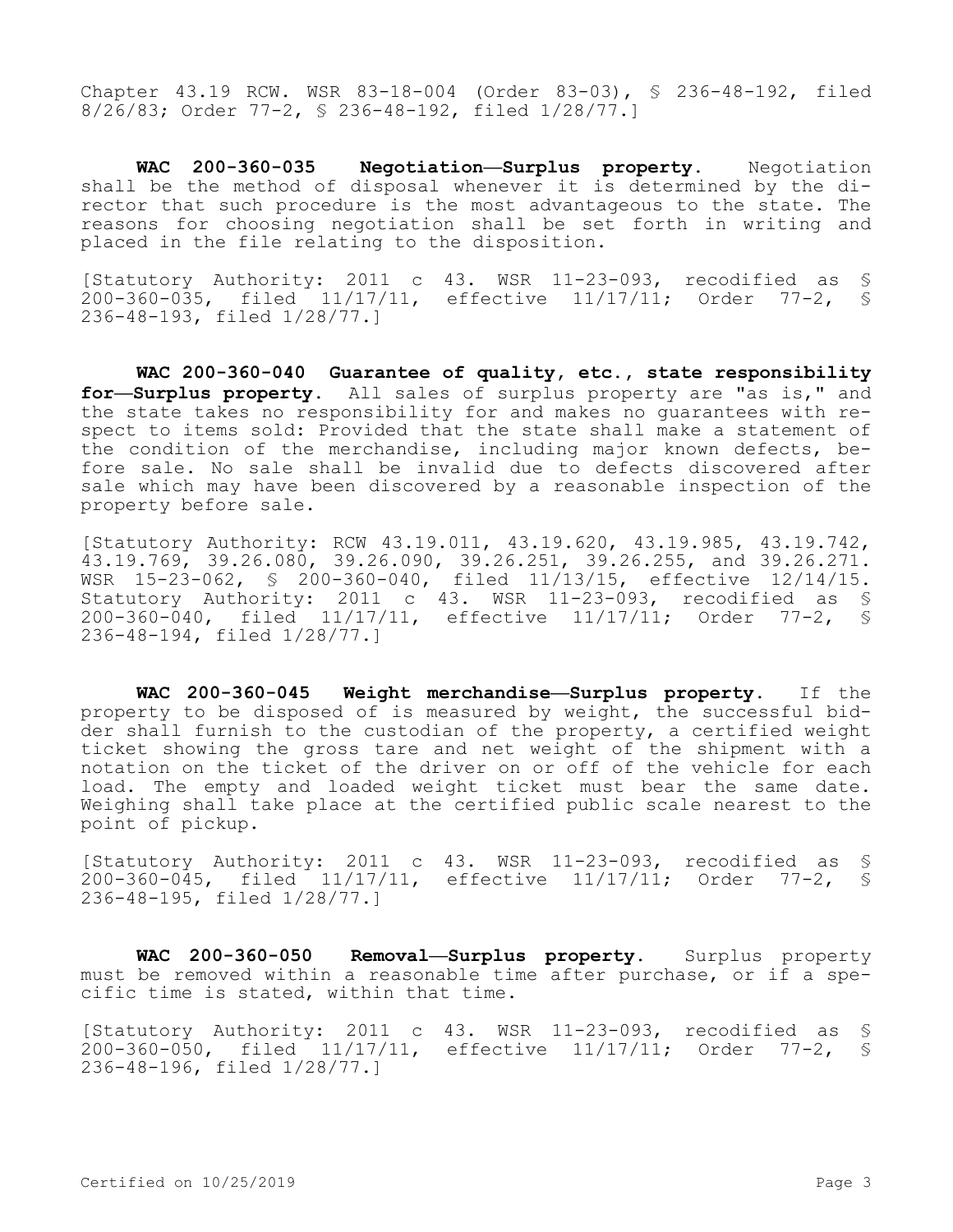Chapter 43.19 RCW. WSR 83-18-004 (Order 83-03), § 236-48-192, filed 8/26/83; Order 77-2, § 236-48-192, filed 1/28/77.]

**WAC 200-360-035 Negotiation—Surplus property.** Negotiation shall be the method of disposal whenever it is determined by the director that such procedure is the most advantageous to the state. The reasons for choosing negotiation shall be set forth in writing and placed in the file relating to the disposition.

[Statutory Authority: 2011 c 43. WSR 11-23-093, recodified as § 200-360-035, filed 11/17/11, effective 11/17/11; Order 77-2, § 236-48-193, filed 1/28/77.]

**WAC 200-360-040 Guarantee of quality, etc., state responsibility for—Surplus property.** All sales of surplus property are "as is," and the state takes no responsibility for and makes no guarantees with respect to items sold: Provided that the state shall make a statement of the condition of the merchandise, including major known defects, before sale. No sale shall be invalid due to defects discovered after sale which may have been discovered by a reasonable inspection of the property before sale.

[Statutory Authority: RCW 43.19.011, 43.19.620, 43.19.985, 43.19.742, 43.19.769, 39.26.080, 39.26.090, 39.26.251, 39.26.255, and 39.26.271. WSR 15-23-062, § 200-360-040, filed 11/13/15, effective 12/14/15. Statutory Authority: 2011 c 43. WSR 11-23-093, recodified as § 200-360-040, filed 11/17/11, effective 11/17/11; Order 77-2, § 236-48-194, filed 1/28/77.]

**WAC 200-360-045 Weight merchandise—Surplus property.** If the property to be disposed of is measured by weight, the successful bidder shall furnish to the custodian of the property, a certified weight ticket showing the gross tare and net weight of the shipment with a notation on the ticket of the driver on or off of the vehicle for each load. The empty and loaded weight ticket must bear the same date. Weighing shall take place at the certified public scale nearest to the point of pickup.

[Statutory Authority: 2011 c 43. WSR 11-23-093, recodified as § 200-360-045, filed 11/17/11, effective 11/17/11; Order 77-2, § 236-48-195, filed 1/28/77.]

**WAC 200-360-050 Removal—Surplus property.** Surplus property must be removed within a reasonable time after purchase, or if a specific time is stated, within that time.

[Statutory Authority: 2011 c 43. WSR 11-23-093, recodified as § 200-360-050, filed 11/17/11, effective 11/17/11; Order 77-2, § 236-48-196, filed 1/28/77.]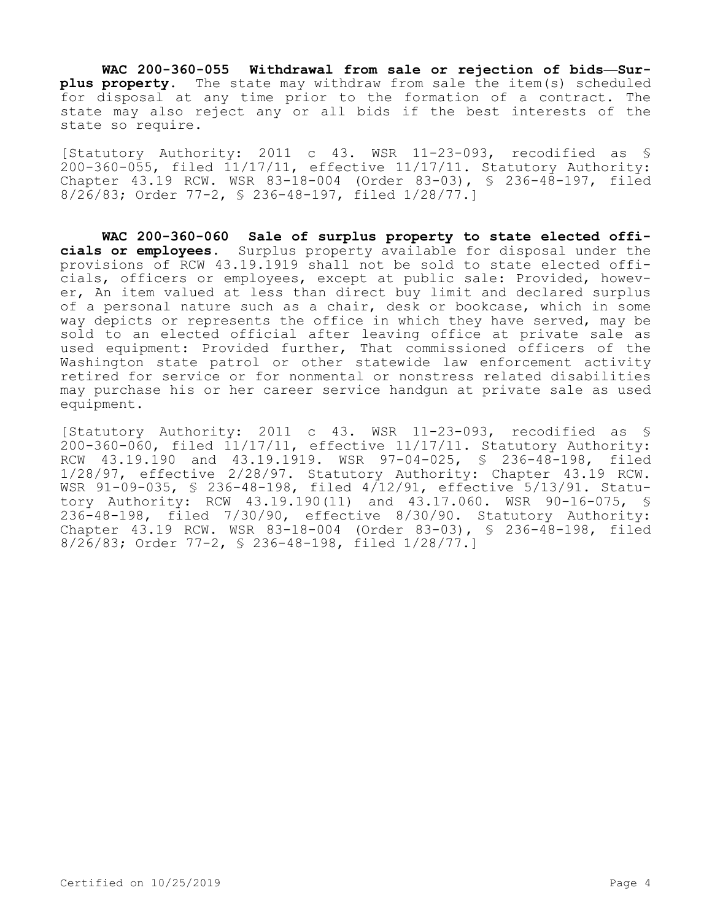**WAC 200-360-055 Withdrawal from sale or rejection of bids—Surplus property.** The state may withdraw from sale the item(s) scheduled for disposal at any time prior to the formation of a contract. The state may also reject any or all bids if the best interests of the state so require.

[Statutory Authority: 2011 c 43. WSR 11-23-093, recodified as § 200-360-055, filed 11/17/11, effective 11/17/11. Statutory Authority: Chapter 43.19 RCW. WSR 83-18-004 (Order 83-03), § 236-48-197, filed 8/26/83; Order 77-2, § 236-48-197, filed 1/28/77.]

**WAC 200-360-060 Sale of surplus property to state elected officials or employees.** Surplus property available for disposal under the provisions of RCW 43.19.1919 shall not be sold to state elected officials, officers or employees, except at public sale: Provided, however, An item valued at less than direct buy limit and declared surplus of a personal nature such as a chair, desk or bookcase, which in some way depicts or represents the office in which they have served, may be sold to an elected official after leaving office at private sale as used equipment: Provided further, That commissioned officers of the Washington state patrol or other statewide law enforcement activity retired for service or for nonmental or nonstress related disabilities may purchase his or her career service handgun at private sale as used equipment.

[Statutory Authority: 2011 c 43. WSR 11-23-093, recodified as § 200-360-060, filed 11/17/11, effective 11/17/11. Statutory Authority: RCW 43.19.190 and 43.19.1919. WSR 97-04-025, § 236-48-198, filed 1/28/97, effective 2/28/97. Statutory Authority: Chapter 43.19 RCW. WSR 91-09-035, § 236-48-198, filed 4/12/91, effective 5/13/91. Statutory Authority: RCW 43.19.190(11) and 43.17.060. WSR 90-16-075, § 236-48-198, filed 7/30/90, effective 8/30/90. Statutory Authority: Chapter 43.19 RCW. WSR 83-18-004 (Order 83-03), § 236-48-198, filed 8/26/83; Order 77-2, § 236-48-198, filed 1/28/77.]